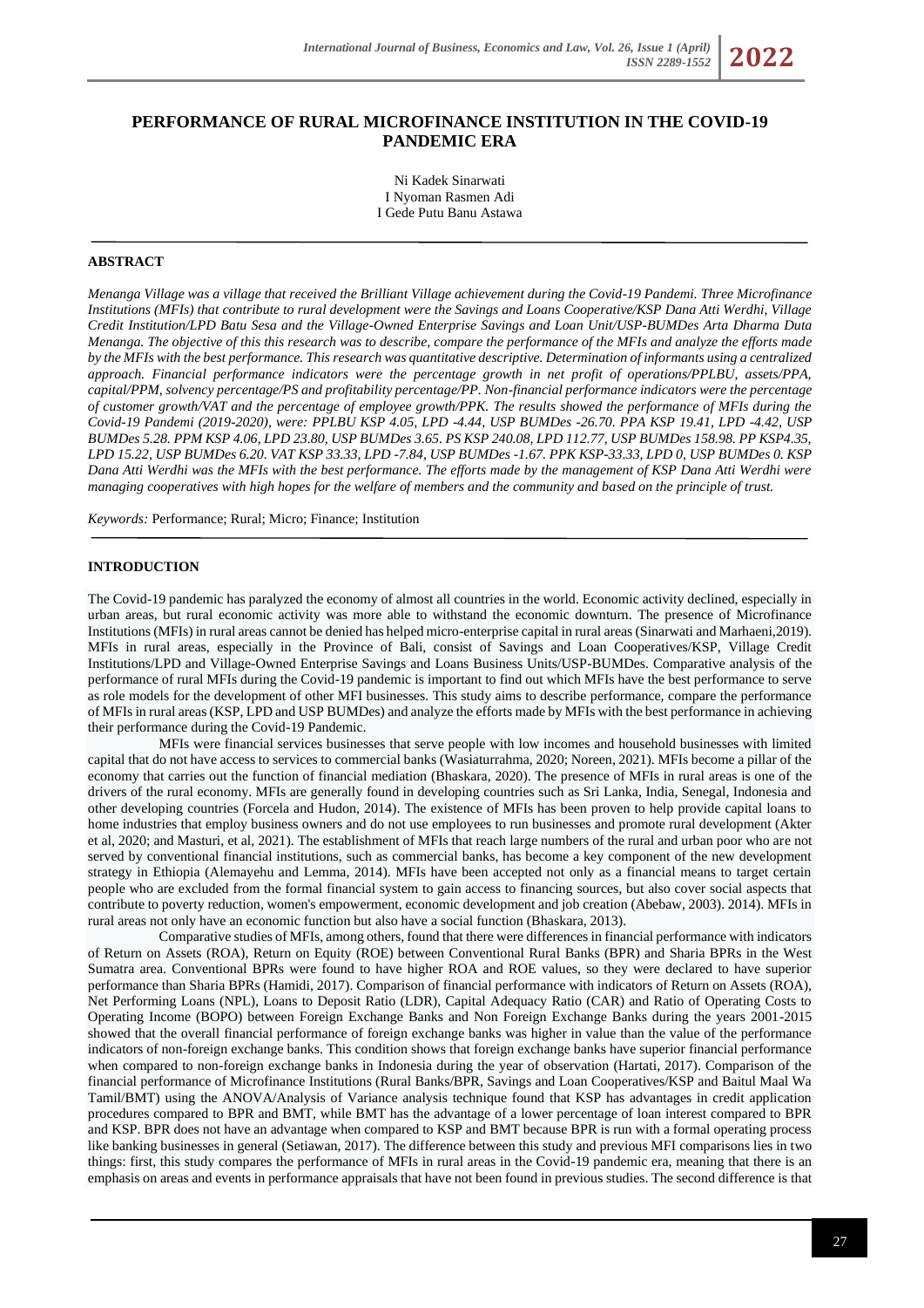# PERFORMANCE OF RURAL MICROFINANCE INSTITUTION IN THE COVID-19 PANDEMIC ERA

Ni Kadek Sinarwati
I Nyoman Rasmen Adi
I Gede Putu Banu Astawa

## ABSTRACT

*Menanga Village was a village that received the Brilliant Village achievement during the Covid-19 Pandemi. Three Microfinance Institutions (MFIs) that contribute to rural development were the Savings and Loans Cooperative/KSP Dana Atti Werdhi, Village Credit Institution/LPD Batu Sesa and the Village-Owned Enterprise Savings and Loan Unit/USP-BUMDes Arta Dharma Duta Menanga. The objective of this this research was to describe, compare the performance of the MFIs and analyze the efforts made by the MFIs with the best performance. This research was quantitative descriptive. Determination of informants using a centralized approach. Financial performance indicators were the percentage growth in net profit of operations/PPLBU, assets/PPA, capital/PPM, solvency percentage/PS and profitability percentage/PP. Non-financial performance indicators were the percentage of customer growth/VAT and the percentage of employee growth/PPK. The results showed the performance of MFIs during the Covid-19 Pandemi (2019-2020), were: PPLBU KSP 4.05, LPD -4.44, USP BUMDes -26.70. PPA KSP 19.41, LPD -4.42, USP BUMDes 5.28. PPM KSP 4.06, LPD 23.80, USP BUMDes 3.65. PS KSP 240.08, LPD 112.77, USP BUMDes 158.98. PP KSP4.35, LPD 15.22, USP BUMDes 6.20. VAT KSP 33.33, LPD -7.84, USP BUMDes -1.67. PPK KSP-33.33, LPD 0, USP BUMDes 0. KSP Dana Atti Werdhi was the MFIs with the best performance. The efforts made by the management of KSP Dana Atti Werdhi were managing cooperatives with high hopes for the welfare of members and the community and based on the principle of trust.*

*Keywords:* Performance; Rural; Micro; Finance; Institution

## INTRODUCTION

The Covid-19 pandemic has paralyzed the economy of almost all countries in the world. Economic activity declined, especially in urban areas, but rural economic activity was more able to withstand the economic downturn. The presence of Microfinance Institutions (MFIs) in rural areas cannot be denied has helped micro-enterprise capital in rural areas (Sinarwati and Marhaeni,2019). MFIs in rural areas, especially in the Province of Bali, consist of Savings and Loan Cooperatives/KSP, Village Credit Institutions/LPD and Village-Owned Enterprise Savings and Loans Business Units/USP-BUMDes. Comparative analysis of the performance of rural MFIs during the Covid-19 pandemic is important to find out which MFIs have the best performance to serve as role models for the development of other MFI businesses. This study aims to describe performance, compare the performance of MFIs in rural areas (KSP, LPD and USP BUMDes) and analyze the efforts made by MFIs with the best performance in achieving their performance during the Covid-19 Pandemic.

MFIs were financial services businesses that serve people with low incomes and household businesses with limited capital that do not have access to services to commercial banks (Wasiaturrahma, 2020; Noreen, 2021). MFIs become a pillar of the economy that carries out the function of financial mediation (Bhaskara, 2020). The presence of MFIs in rural areas is one of the drivers of the rural economy. MFIs are generally found in developing countries such as Sri Lanka, India, Senegal, Indonesia and other developing countries (Forcela and Hudon, 2014). The existence of MFIs has been proven to help provide capital loans to home industries that employ business owners and do not use employees to run businesses and promote rural development (Akter et al, 2020; and Masturi, et al, 2021). The establishment of MFIs that reach large numbers of the rural and urban poor who are not served by conventional financial institutions, such as commercial banks, has become a key component of the new development strategy in Ethiopia (Alemayehu and Lemma, 2014). MFIs have been accepted not only as a financial means to target certain people who are excluded from the formal financial system to gain access to financing sources, but also cover social aspects that contribute to poverty reduction, women's empowerment, economic development and job creation (Abebaw, 2003). 2014). MFIs in rural areas not only have an economic function but also have a social function (Bhaskara, 2013).

Comparative studies of MFIs, among others, found that there were differences in financial performance with indicators of Return on Assets (ROA), Return on Equity (ROE) between Conventional Rural Banks (BPR) and Sharia BPRs in the West Sumatra area. Conventional BPRs were found to have higher ROA and ROE values, so they were declared to have superior performance than Sharia BPRs (Hamidi, 2017). Comparison of financial performance with indicators of Return on Assets (ROA), Net Performing Loans (NPL), Loans to Deposit Ratio (LDR), Capital Adequacy Ratio (CAR) and Ratio of Operating Costs to Operating Income (BOPO) between Foreign Exchange Banks and Non Foreign Exchange Banks during the years 2001-2015 showed that the overall financial performance of foreign exchange banks was higher in value than the value of the performance indicators of non-foreign exchange banks. This condition shows that foreign exchange banks have superior financial performance when compared to non-foreign exchange banks in Indonesia during the year of observation (Hartati, 2017). Comparison of the financial performance of Microfinance Institutions (Rural Banks/BPR, Savings and Loan Cooperatives/KSP and Baitul Maal Wa Tamil/BMT) using the ANOVA/Analysis of Variance analysis technique found that KSP has advantages in credit application procedures compared to BPR and BMT, while BMT has the advantage of a lower percentage of loan interest compared to BPR and KSP. BPR does not have an advantage when compared to KSP and BMT because BPR is run with a formal operating process like banking businesses in general (Setiawan, 2017). The difference between this study and previous MFI comparisons lies in two things: first, this study compares the performance of MFIs in rural areas in the Covid-19 pandemic era, meaning that there is an emphasis on areas and events in performance appraisals that have not been found in previous studies. The second difference is that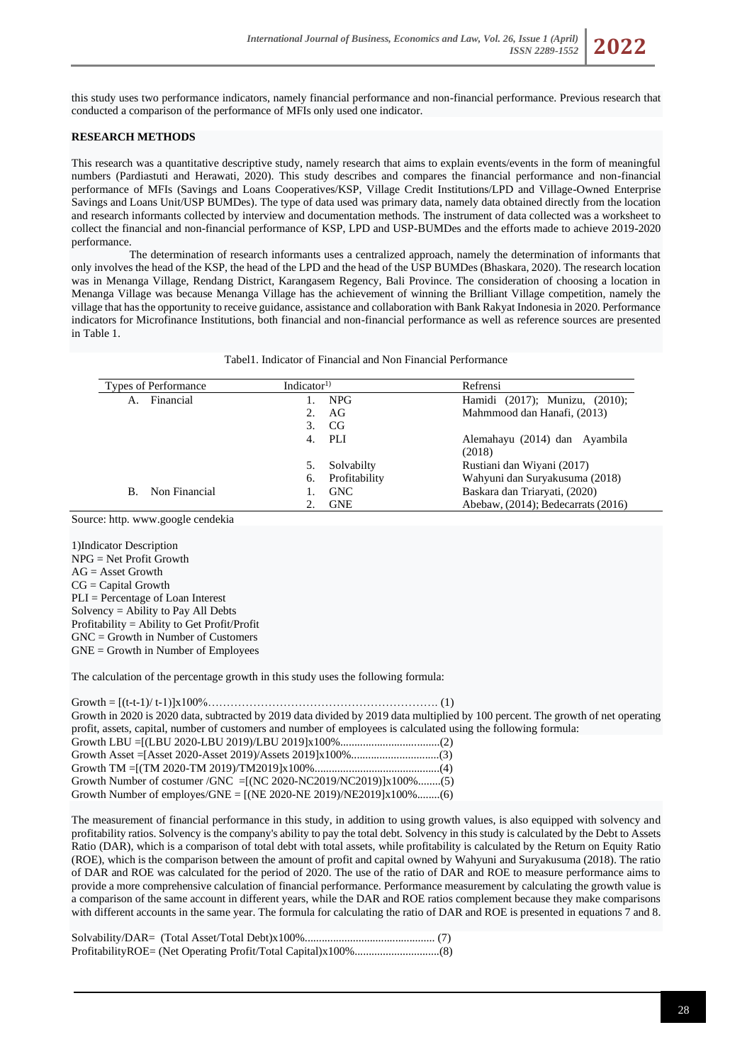this study uses two performance indicators, namely financial performance and non-financial performance. Previous research that conducted a comparison of the performance of MFIs only used one indicator.

## RESEARCH METHODS

This research was a quantitative descriptive study, namely research that aims to explain events/events in the form of meaningful numbers (Pardiastuti and Herawati, 2020). This study describes and compares the financial performance and non-financial performance of MFIs (Savings and Loans Cooperatives/KSP, Village Credit Institutions/LPD and Village-Owned Enterprise Savings and Loans Unit/USP BUMDes). The type of data used was primary data, namely data obtained directly from the location and research informants collected by interview and documentation methods. The instrument of data collected was a worksheet to collect the financial and non-financial performance of KSP, LPD and USP-BUMDes and the efforts made to achieve 2019-2020 performance.

The determination of research informants uses a centralized approach, namely the determination of informants that only involves the head of the KSP, the head of the LPD and the head of the USP BUMDes (Bhaskara, 2020). The research location was in Menanga Village, Rendang District, Karangasem Regency, Bali Province. The consideration of choosing a location in Menanga Village was because Menanga Village has the achievement of winning the Brilliant Village competition, namely the village that has the opportunity to receive guidance, assistance and collaboration with Bank Rakyat Indonesia in 2020. Performance indicators for Microfinance Institutions, both financial and non-financial performance as well as reference sources are presented in Table 1.

Tabel1. Indicator of Financial and Non Financial Performance

| Types of Performance | Indicator[1] | Refrensi |
|---|---|---|
| A. Financial | 1. NPG | Hamidi (2017); Munizu, (2010); |
| | 2. AG | Mahmmood dan Hanafi, (2013) |
| | 3. CG | |
| | 4. PLI | Alemahayu (2014) dan Ayambila (2018) |
| | 5. Solvabilty | Rustiani dan Wiyani (2017) |
| | 6. Profitability | Wahyuni dan Suryakusuma (2018) |
| B. Non Financial | 1. GNC | Baskara dan Triaryati, (2020) |
| | 2. GNE | Abebaw, (2014); Bedecarrats (2016) |

Source: http. www.google cendekia

1)Indicator Description
NPG = Net Profit Growth
AG = Asset Growth
CG = Capital Growth
PLI = Percentage of Loan Interest
Solvency = Ability to Pay All Debts
Profitability = Ability to Get Profit/Profit
GNC = Growth in Number of Customers
GNE = Growth in Number of Employees

The calculation of the percentage growth in this study uses the following formula:

Growth = [(t-t-1)/ t-1)]x100%………………………………………………………. (1)

Growth in 2020 is 2020 data, subtracted by 2019 data divided by 2019 data multiplied by 100 percent. The growth of net operating profit, assets, capital, number of customers and number of employees is calculated using the following formula:

Growth LBU =[(LBU 2020-LBU 2019)/LBU 2019]x100%..................................(2)
Growth Asset =[Asset 2020-Asset 2019)/Assets 2019]x100%...............................(3)
Growth TM =[(TM 2020-TM 2019)/TM2019]x100%............................................(4)
Growth Number of costumer /GNC =[(NC 2020-NC2019/NC2019)]x100%........(5)
Growth Number of employs/GNE = [(NE 2020-NE 2019)/NE2019]x100%........(6)

The measurement of financial performance in this study, in addition to using growth values, is also equipped with solvency and profitability ratios. Solvency is the company's ability to pay the total debt. Solvency in this study is calculated by the Debt to Assets Ratio (DAR), which is a comparison of total debt with total assets, while profitability is calculated by the Return on Equity Ratio (ROE), which is the comparison between the amount of profit and capital owned by Wahyuni and Suryakusuma (2018). The ratio of DAR and ROE was calculated for the period of 2020. The use of the ratio of DAR and ROE to measure performance aims to provide a more comprehensive calculation of financial performance. Performance measurement by calculating the growth value is a comparison of the same account in different years, while the DAR and ROE ratios complement because they make comparisons with different accounts in the same year. The formula for calculating the ratio of DAR and ROE is presented in equations 7 and 8.

Solvability/DAR= (Total Asset/Total Debt)x100%.............................................. (7)
ProfitabilityROE= (Net Operating Profit/Total Capital)x100%..............................(8)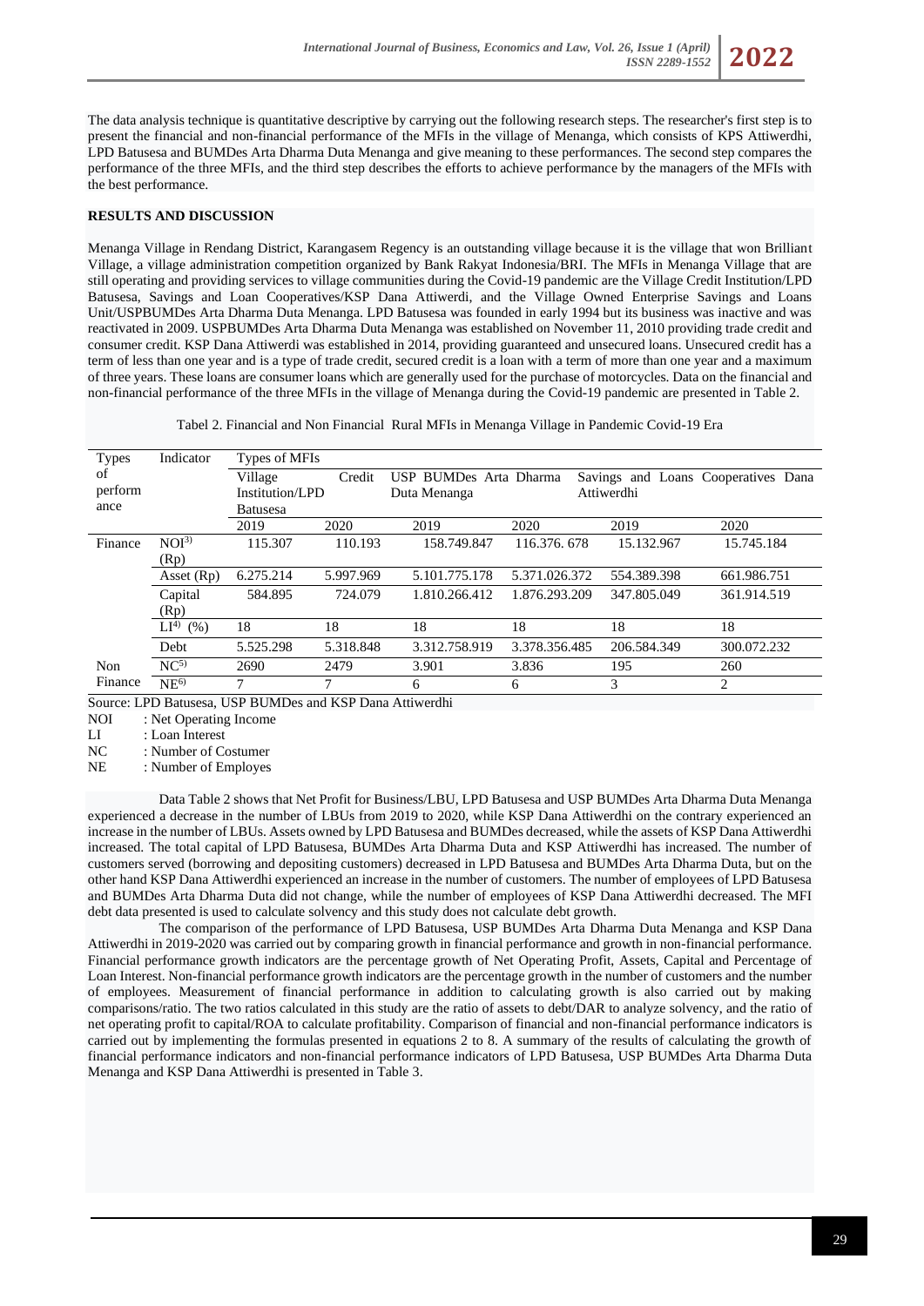The data analysis technique is quantitative descriptive by carrying out the following research steps. The researcher's first step is to present the financial and non-financial performance of the MFIs in the village of Menanga, which consists of KPS Attiwerdhi, LPD Batusesa and BUMDes Arta Dharma Duta Menanga and give meaning to these performances. The second step compares the performance of the three MFIs, and the third step describes the efforts to achieve performance by the managers of the MFIs with the best performance.

## RESULTS AND DISCUSSION

Menanga Village in Rendang District, Karangasem Regency is an outstanding village because it is the village that won Brilliant Village, a village administration competition organized by Bank Rakyat Indonesia/BRI. The MFIs in Menanga Village that are still operating and providing services to village communities during the Covid-19 pandemic are the Village Credit Institution/LPD Batusesa, Savings and Loan Cooperatives/KSP Dana Attiwerdi, and the Village Owned Enterprise Savings and Loans Unit/USPBUMDes Arta Dharma Duta Menanga. LPD Batusesa was founded in early 1994 but its business was inactive and was reactivated in 2009. USPBUMDes Arta Dharma Duta Menanga was established on November 11, 2010 providing trade credit and consumer credit. KSP Dana Attiwerdi was established in 2014, providing guaranteed and unsecured loans. Unsecured credit has a term of less than one year and is a type of trade credit, secured credit is a loan with a term of more than one year and a maximum of three years. These loans are consumer loans which are generally used for the purchase of motorcycles. Data on the financial and non-financial performance of the three MFIs in the village of Menanga during the Covid-19 pandemic are presented in Table 2.

Tabel 2. Financial and Non Financial Rural MFIs in Menanga Village in Pandemic Covid-19 Era

| Types of performance | Indicator | Types of MFIs | | | | | |
|---|---|---|---|---|---|---|---|
| | | Village Credit Institution/LPD Batusesa | | USP BUMDes Arta Dharma Duta Menanga | | Savings and Loans Cooperatives Dana Attiwerdhi | |
| | | 2019 | 2020 | 2019 | 2020 | 2019 | 2020 |
| Finance | NOI[3] (Rp) | 115.307 | 110.193 | 158.749.847 | 116.376. 678 | 15.132.967 | 15.745.184 |
| | Asset (Rp) | 6.275.214 | 5.997.969 | 5.101.775.178 | 5.371.026.372 | 554.389.398 | 661.986.751 |
| | Capital (Rp) | 584.895 | 724.079 | 1.810.266.412 | 1.876.293.209 | 347.805.049 | 361.914.519 |
| | LI[4] (%) | 18 | 18 | 18 | 18 | 18 | 18 |
| | Debt | 5.525.298 | 5.318.848 | 3.312.758.919 | 3.378.356.485 | 206.584.349 | 300.072.232 |
| Non Finance | NC[5] | 2690 | 2479 | 3.901 | 3.836 | 195 | 260 |
| | NE[6] | 7 | 7 | 6 | 6 | 3 | 2 |

Source: LPD Batusesa, USP BUMDes and KSP Dana Attiwerdhi

NOI : Net Operating Income
LI : Loan Interest
NC : Number of Costumer
NE : Number of Employes

Data Table 2 shows that Net Profit for Business/LBU, LPD Batusesa and USP BUMDes Arta Dharma Duta Menanga experienced a decrease in the number of LBUs from 2019 to 2020, while KSP Dana Attiwerdhi on the contrary experienced an increase in the number of LBUs. Assets owned by LPD Batusesa and BUMDes decreased, while the assets of KSP Dana Attiwerdhi increased. The total capital of LPD Batusesa, BUMDes Arta Dharma Duta and KSP Attiwerdhi has increased. The number of customers served (borrowing and depositing customers) decreased in LPD Batusesa and BUMDes Arta Dharma Duta, but on the other hand KSP Dana Attiwerdhi experienced an increase in the number of customers. The number of employees of LPD Batusesa and BUMDes Arta Dharma Duta did not change, while the number of employees of KSP Dana Attiwerdhi decreased. The MFI debt data presented is used to calculate solvency and this study does not calculate debt growth.

The comparison of the performance of LPD Batusesa, USP BUMDes Arta Dharma Duta Menanga and KSP Dana Attiwerdhi in 2019-2020 was carried out by comparing growth in financial performance and growth in non-financial performance. Financial performance growth indicators are the percentage growth of Net Operating Profit, Assets, Capital and Percentage of Loan Interest. Non-financial performance growth indicators are the percentage growth in the number of customers and the number of employees. Measurement of financial performance in addition to calculating growth is also carried out by making comparisons/ratio. The two ratios calculated in this study are the ratio of assets to debt/DAR to analyze solvency, and the ratio of net operating profit to capital/ROA to calculate profitability. Comparison of financial and non-financial performance indicators is carried out by implementing the formulas presented in equations 2 to 8. A summary of the results of calculating the growth of financial performance indicators and non-financial performance indicators of LPD Batusesa, USP BUMDes Arta Dharma Duta Menanga and KSP Dana Attiwerdhi is presented in Table 3.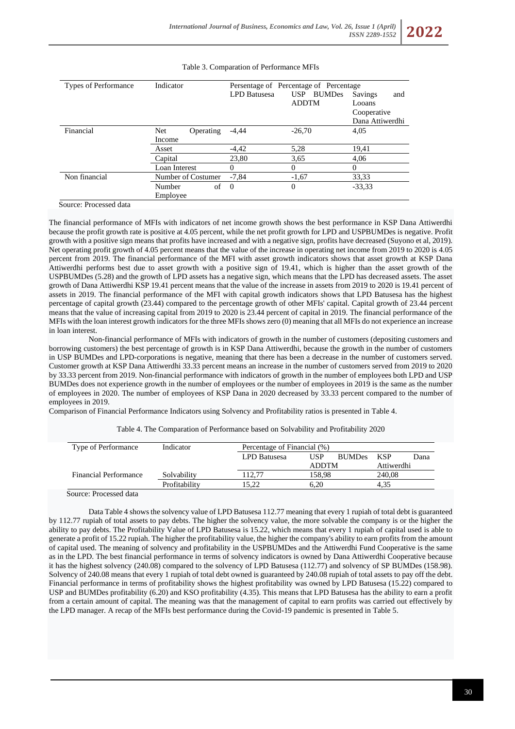Table 3. Comparation of Performance MFIs

| Types of Performance | Indicator | Persentage of LPD Batusesa | Percentage of USP BUMDes ADDTM | Percentage Savings and Looans Cooperative Dana Attiwerdhi |
|---|---|---|---|---|
| Financial | Net Operating Income | -4,44 | -26,70 | 4,05 |
| | Asset | -4,42 | 5,28 | 19,41 |
| | Capital | 23,80 | 3,65 | 4,06 |
| | Loan Interest | 0 | 0 | 0 |
| Non financial | Number of Costumer | -7,84 | -1,67 | 33,33 |
| | Number of Employee | 0 | 0 | -33,33 |

Source: Processed data

The financial performance of MFIs with indicators of net income growth shows the best performance in KSP Dana Attiwerdhi because the profit growth rate is positive at 4.05 percent, while the net profit growth for LPD and USPBUMDes is negative. Profit growth with a positive sign means that profits have increased and with a negative sign, profits have decreased (Suyono et al, 2019). Net operating profit growth of 4.05 percent means that the value of the increase in operating net income from 2019 to 2020 is 4.05 percent from 2019. The financial performance of the MFI with asset growth indicators shows that asset growth at KSP Dana Attiwerdhi performs best due to asset growth with a positive sign of 19.41, which is higher than the asset growth of the USPBUMDes (5.28) and the growth of LPD assets has a negative sign, which means that the LPD has decreased assets. The asset growth of Dana Attiwerdhi KSP 19.41 percent means that the value of the increase in assets from 2019 to 2020 is 19.41 percent of assets in 2019. The financial performance of the MFI with capital growth indicators shows that LPD Batusesa has the highest percentage of capital growth (23.44) compared to the percentage growth of other MFIs' capital. Capital growth of 23.44 percent means that the value of increasing capital from 2019 to 2020 is 23.44 percent of capital in 2019. The financial performance of the MFIs with the loan interest growth indicators for the three MFIs shows zero (0) meaning that all MFIs do not experience an increase in loan interest.

Non-financial performance of MFIs with indicators of growth in the number of customers (depositing customers and borrowing customers) the best percentage of growth is in KSP Dana Attiwerdhi, because the growth in the number of customers in USP BUMDes and LPD-corporations is negative, meaning that there has been a decrease in the number of customers served. Customer growth at KSP Dana Attiwerdhi 33.33 percent means an increase in the number of customers served from 2019 to 2020 by 33.33 percent from 2019. Non-financial performance with indicators of growth in the number of employees both LPD and USP BUMDes does not experience growth in the number of employees or the number of employees in 2019 is the same as the number of employees in 2020. The number of employees of KSP Dana in 2020 decreased by 33.33 percent compared to the number of employees in 2019.

Comparison of Financial Performance Indicators using Solvency and Profitability ratios is presented in Table 4.

Table 4. The Comparation of Performance based on Solvability and Profitability 2020

| Type of Performance | Indicator | Percentage of Financial (%) LPD Batusesa | USP BUMDes ADDTM | KSP Dana Attiwerdhi |
|---|---|---|---|---|
| Financial Performance | Solvability | 112,77 | 158,98 | 240,08 |
| | Profitability | 15,22 | 6,20 | 4,35 |

Source: Processed data

Data Table 4 shows the solvency value of LPD Batusesa 112.77 meaning that every 1 rupiah of total debt is guaranteed by 112.77 rupiah of total assets to pay debts. The higher the solvency value, the more solvable the company is or the higher the ability to pay debts. The Profitability Value of LPD Batusesa is 15.22, which means that every 1 rupiah of capital used is able to generate a profit of 15.22 rupiah. The higher the profitability value, the higher the company's ability to earn profits from the amount of capital used. The meaning of solvency and profitability in the USPBUMDes and the Attiwerdhi Fund Cooperative is the same as in the LPD. The best financial performance in terms of solvency indicators is owned by Dana Attiwerdhi Cooperative because it has the highest solvency (240.08) compared to the solvency of LPD Batusesa (112.77) and solvency of SP BUMDes (158.98). Solvency of 240.08 means that every 1 rupiah of total debt owned is guaranteed by 240.08 rupiah of total assets to pay off the debt. Financial performance in terms of profitability shows the highest profitability was owned by LPD Batusesa (15.22) compared to USP and BUMDes profitability (6.20) and KSO profitability (4.35). This means that LPD Batusesa has the ability to earn a profit from a certain amount of capital. The meaning was that the management of capital to earn profits was carried out effectively by the LPD manager. A recap of the MFIs best performance during the Covid-19 pandemic is presented in Table 5.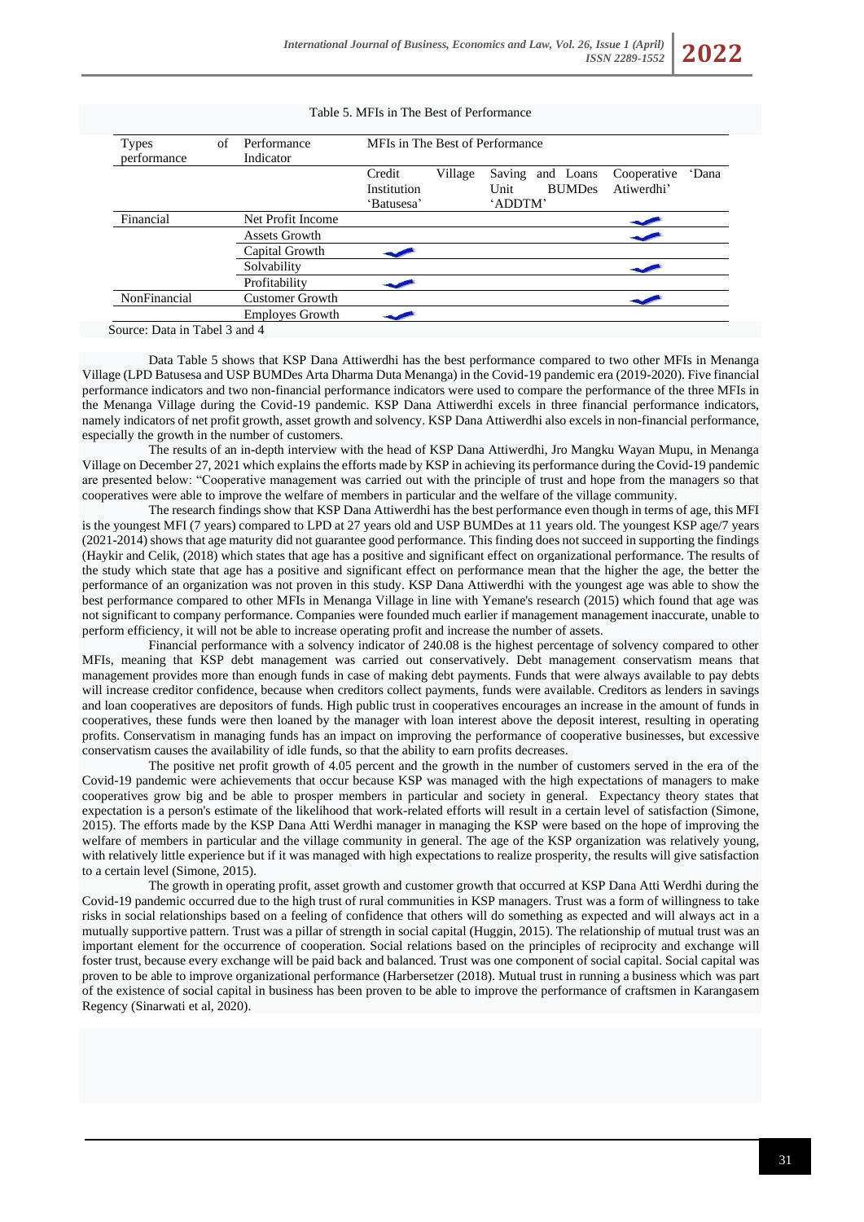Table 5. MFIs in The Best of Performance

| Types of performance | Performance Indicator | MFIs in The Best of Performance | | |
|---|---|---|---|---|
| | | Credit Village Institution 'Batusesa' | Saving and Loans Unit BUMDes 'ADDTM' | Cooperative 'Dana Atiwerdhi' |
| Financial | Net Profit Income | | | ✓ |
| | Assets Growth | | | ✓ |
| | Capital Growth | ✓ | | |
| | Solvability | | | ✓ |
| | Profitability | ✓ | | |
| NonFinancial | Customer Growth | | | ✓ |
| | Employes Growth | ✓ | | |

Source: Data in Tabel 3 and 4

Data Table 5 shows that KSP Dana Attiwerdhi has the best performance compared to two other MFIs in Menanga Village (LPD Batusesa and USP BUMDes Arta Dharma Duta Menanga) in the Covid-19 pandemic era (2019-2020). Five financial performance indicators and two non-financial performance indicators were used to compare the performance of the three MFIs in the Menanga Village during the Covid-19 pandemic. KSP Dana Attiwerdhi excels in three financial performance indicators, namely indicators of net profit growth, asset growth and solvency. KSP Dana Attiwerdhi also excels in non-financial performance, especially the growth in the number of customers.

The results of an in-depth interview with the head of KSP Dana Attiwerdhi, Jro Mangku Wayan Mupu, in Menanga Village on December 27, 2021 which explains the efforts made by KSP in achieving its performance during the Covid-19 pandemic are presented below: "Cooperative management was carried out with the principle of trust and hope from the managers so that cooperatives were able to improve the welfare of members in particular and the welfare of the village community.

The research findings show that KSP Dana Attiwerdhi has the best performance even though in terms of age, this MFI is the youngest MFI (7 years) compared to LPD at 27 years old and USP BUMDes at 11 years old. The youngest KSP age/7 years (2021-2014) shows that age maturity did not guarantee good performance. This finding does not succeed in supporting the findings (Haykir and Celik, (2018) which states that age has a positive and significant effect on organizational performance. The results of the study which state that age has a positive and significant effect on performance mean that the higher the age, the better the performance of an organization was not proven in this study. KSP Dana Attiwerdhi with the youngest age was able to show the best performance compared to other MFIs in Menanga Village in line with Yemane's research (2015) which found that age was not significant to company performance. Companies were founded much earlier if management management inaccurate, unable to perform efficiency, it will not be able to increase operating profit and increase the number of assets.

Financial performance with a solvency indicator of 240.08 is the highest percentage of solvency compared to other MFIs, meaning that KSP debt management was carried out conservatively. Debt management conservatism means that management provides more than enough funds in case of making debt payments. Funds that were always available to pay debts will increase creditor confidence, because when creditors collect payments, funds were available. Creditors as lenders in savings and loan cooperatives are depositors of funds. High public trust in cooperatives encourages an increase in the amount of funds in cooperatives, these funds were then loaned by the manager with loan interest above the deposit interest, resulting in operating profits. Conservatism in managing funds has an impact on improving the performance of cooperative businesses, but excessive conservatism causes the availability of idle funds, so that the ability to earn profits decreases.

The positive net profit growth of 4.05 percent and the growth in the number of customers served in the era of the Covid-19 pandemic were achievements that occur because KSP was managed with the high expectations of managers to make cooperatives grow big and be able to prosper members in particular and society in general. Expectancy theory states that expectation is a person's estimate of the likelihood that work-related efforts will result in a certain level of satisfaction (Simone, 2015). The efforts made by the KSP Dana Atti Werdhi manager in managing the KSP were based on the hope of improving the welfare of members in particular and the village community in general. The age of the KSP organization was relatively young, with relatively little experience but if it was managed with high expectations to realize prosperity, the results will give satisfaction to a certain level (Simone, 2015).

The growth in operating profit, asset growth and customer growth that occurred at KSP Dana Atti Werdhi during the Covid-19 pandemic occurred due to the high trust of rural communities in KSP managers. Trust was a form of willingness to take risks in social relationships based on a feeling of confidence that others will do something as expected and will always act in a mutually supportive pattern. Trust was a pillar of strength in social capital (Huggin, 2015). The relationship of mutual trust was an important element for the occurrence of cooperation. Social relations based on the principles of reciprocity and exchange will foster trust, because every exchange will be paid back and balanced. Trust was one component of social capital. Social capital was proven to be able to improve organizational performance (Harbersetzer (2018). Mutual trust in running a business which was part of the existence of social capital in business has been proven to be able to improve the performance of craftsmen in Karangasem Regency (Sinarwati et al, 2020).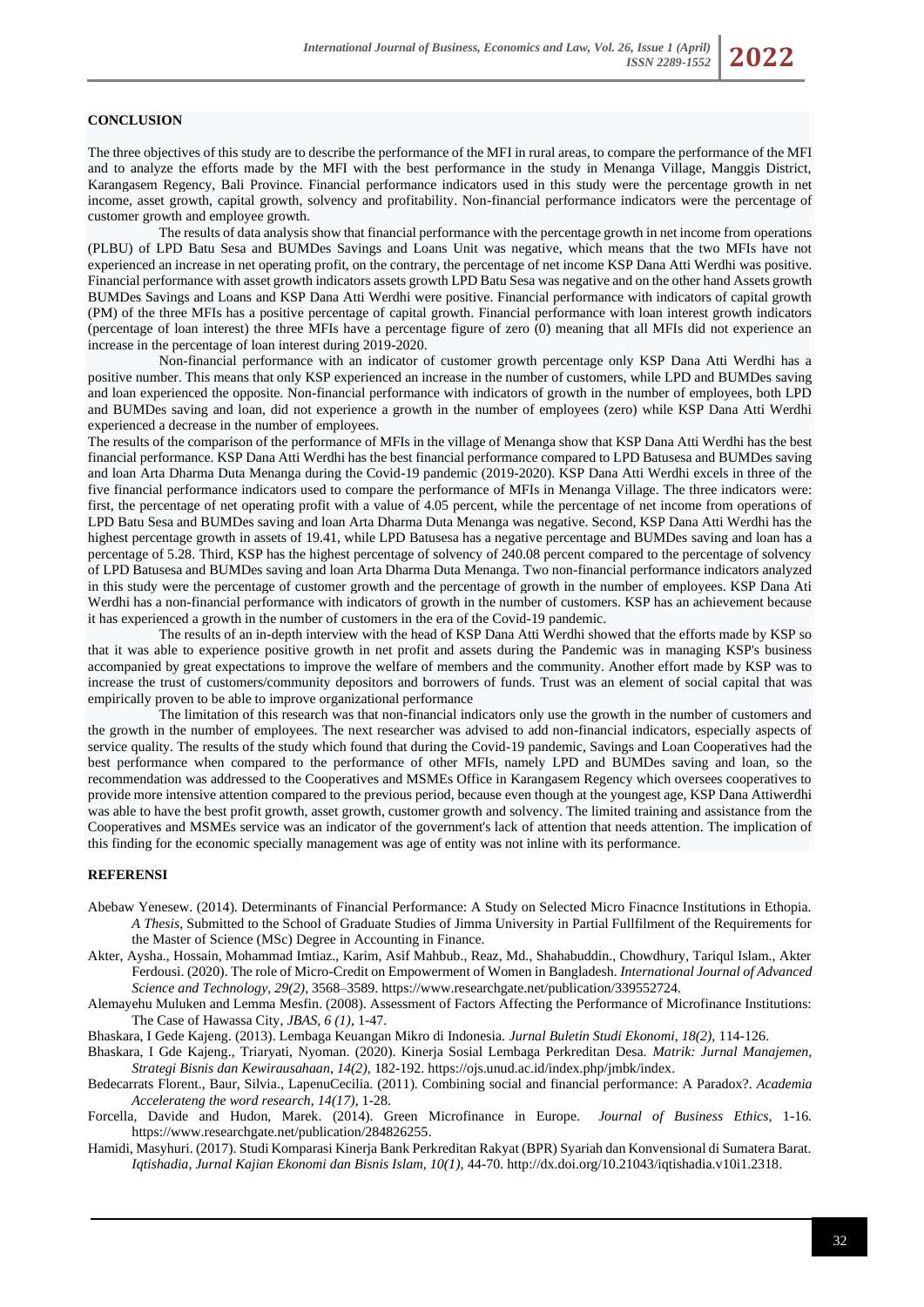## CONCLUSION

The three objectives of this study are to describe the performance of the MFI in rural areas, to compare the performance of the MFI and to analyze the efforts made by the MFI with the best performance in the study in Menanga Village, Manggis District, Karangasem Regency, Bali Province. Financial performance indicators used in this study were the percentage growth in net income, asset growth, capital growth, solvency and profitability. Non-financial performance indicators were the percentage of customer growth and employee growth.

The results of data analysis show that financial performance with the percentage growth in net income from operations (PLBU) of LPD Batu Sesa and BUMDes Savings and Loans Unit was negative, which means that the two MFIs have not experienced an increase in net operating profit, on the contrary, the percentage of net income KSP Dana Atti Werdhi was positive. Financial performance with asset growth indicators assets growth LPD Batu Sesa was negative and on the other hand Assets growth BUMDes Savings and Loans and KSP Dana Atti Werdhi were positive. Financial performance with indicators of capital growth (PM) of the three MFIs has a positive percentage of capital growth. Financial performance with loan interest growth indicators (percentage of loan interest) the three MFIs have a percentage figure of zero (0) meaning that all MFIs did not experience an increase in the percentage of loan interest during 2019-2020.

Non-financial performance with an indicator of customer growth percentage only KSP Dana Atti Werdhi has a positive number. This means that only KSP experienced an increase in the number of customers, while LPD and BUMDes saving and loan experienced the opposite. Non-financial performance with indicators of growth in the number of employees, both LPD and BUMDes saving and loan, did not experience a growth in the number of employees (zero) while KSP Dana Atti Werdhi experienced a decrease in the number of employees.

The results of the comparison of the performance of MFIs in the village of Menanga show that KSP Dana Atti Werdhi has the best financial performance. KSP Dana Atti Werdhi has the best financial performance compared to LPD Batusesa and BUMDes saving and loan Arta Dharma Duta Menanga during the Covid-19 pandemic (2019-2020). KSP Dana Atti Werdhi excels in three of the five financial performance indicators used to compare the performance of MFIs in Menanga Village. The three indicators were: first, the percentage of net operating profit with a value of 4.05 percent, while the percentage of net income from operations of LPD Batu Sesa and BUMDes saving and loan Arta Dharma Duta Menanga was negative. Second, KSP Dana Atti Werdhi has the highest percentage growth in assets of 19.41, while LPD Batusesa has a negative percentage and BUMDes saving and loan has a percentage of 5.28. Third, KSP has the highest percentage of solvency of 240.08 percent compared to the percentage of solvency of LPD Batusesa and BUMDes saving and loan Arta Dharma Duta Menanga. Two non-financial performance indicators analyzed in this study were the percentage of customer growth and the percentage of growth in the number of employees. KSP Dana Ati Werdhi has a non-financial performance with indicators of growth in the number of customers. KSP has an achievement because it has experienced a growth in the number of customers in the era of the Covid-19 pandemic.

The results of an in-depth interview with the head of KSP Dana Atti Werdhi showed that the efforts made by KSP so that it was able to experience positive growth in net profit and assets during the Pandemic was in managing KSP's business accompanied by great expectations to improve the welfare of members and the community. Another effort made by KSP was to increase the trust of customers/community depositors and borrowers of funds. Trust was an element of social capital that was empirically proven to be able to improve organizational performance

The limitation of this research was that non-financial indicators only use the growth in the number of customers and the growth in the number of employees. The next researcher was advised to add non-financial indicators, especially aspects of service quality. The results of the study which found that during the Covid-19 pandemic, Savings and Loan Cooperatives had the best performance when compared to the performance of other MFIs, namely LPD and BUMDes saving and loan, so the recommendation was addressed to the Cooperatives and MSMEs Office in Karangasem Regency which oversees cooperatives to provide more intensive attention compared to the previous period, because even though at the youngest age, KSP Dana Attiwerdhi was able to have the best profit growth, asset growth, customer growth and solvency. The limited training and assistance from the Cooperatives and MSMEs service was an indicator of the government's lack of attention that needs attention. The implication of this finding for the economic specially management was age of entity was not inline with its performance.

## REFERENSI

Abebaw Yenesew. (2014). Determinants of Financial Performance: A Study on Selected Micro Finacnce Institutions in Ethopia. *A Thesis*, Submitted to the School of Graduate Studies of Jimma University in Partial Fullfilment of the Requirements for the Master of Science (MSc) Degree in Accounting in Finance.

Akter, Aysha., Hossain, Mohammad Imtiaz., Karim, Asif Mahbub., Reaz, Md., Shahabuddin., Chowdhury, Tariqul Islam., Akter Ferdousi. (2020). The role of Micro-Credit on Empowerment of Women in Bangladesh. *International Journal of Advanced Science and Technology, 29(2),* 3568–3589. https://www.researchgate.net/publication/339552724.

Alemayehu Muluken and Lemma Mesfin. (2008). Assessment of Factors Affecting the Performance of Microfinance Institutions: The Case of Hawassa City, *JBAS, 6 (1),* 1-47.

Bhaskara, I Gede Kajeng. (2013). Lembaga Keuangan Mikro di Indonesia. *Jurnal Buletin Studi Ekonomi, 18(2),* 114-126.

Bhaskara, I Gde Kajeng., Triaryati, Nyoman. (2020). Kinerja Sosial Lembaga Perkreditan Desa. *Matrik: Jurnal Manajemen, Strategi Bisnis dan Kewirausahaan, 14(2),* 182-192. https://ojs.unud.ac.id/index.php/jmbk/index.

Bedecarrats Florent., Baur, Silvia., LapenuCecilia. (2011). Combining social and financial performance: A Paradox?. *Academia Accelerateng the word research, 14(17),* 1-28.

Forcella, Davide and Hudon, Marek. (2014). Green Microfinance in Europe. *Journal of Business Ethics,* 1-16. https://www.researchgate.net/publication/284826255.

Hamidi, Masyhuri. (2017). Studi Komparasi Kinerja Bank Perkreditan Rakyat (BPR) Syariah dan Konvensional di Sumatera Barat. *Iqtishadia, Jurnal Kajian Ekonomi dan Bisnis Islam, 10(1),* 44-70. http://dx.doi.org/10.21043/iqtishadia.v10i1.2318.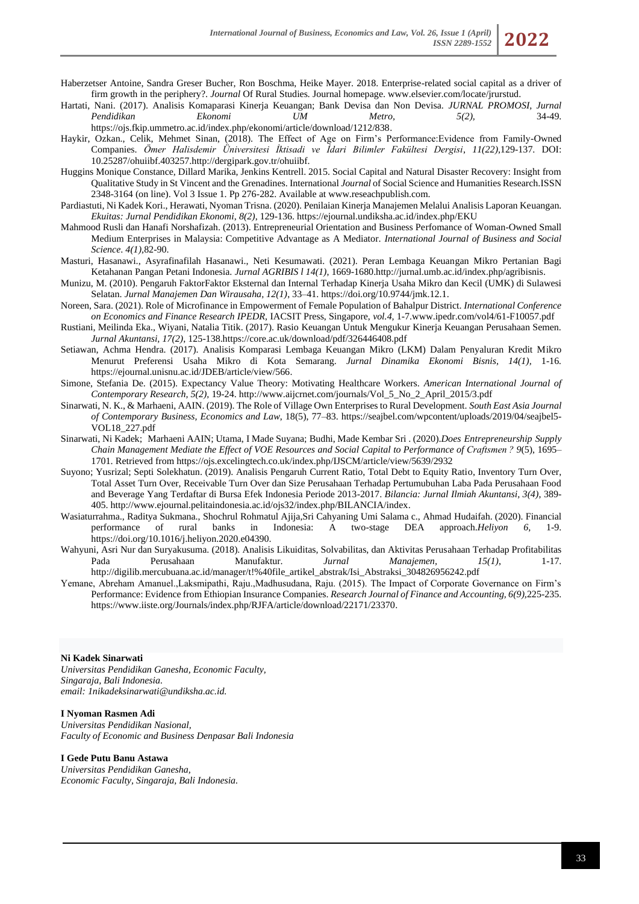Haberzetser Antoine, Sandra Greser Bucher, Ron Boschma, Heike Mayer. 2018. Enterprise-related social capital as a driver of firm growth in the periphery?. *Journal* Of Rural Studies*.* Journal homepage. www.elsevier.com/locate/jrurstud.

Hartati, Nani. (2017). Analisis Komaparasi Kinerja Keuangan; Bank Devisa dan Non Devisa. *JURNAL PROMOSI, Jurnal Pendidikan Ekonomi UM Metro, 5(2),* 34-49. https://ojs.fkip.ummetro.ac.id/index.php/ekonomi/article/download/1212/838.

Haykir, Ozkan., Celik, Mehmet Sinan, (2018). The Effect of Age on Firm's Performance:Evidence from Family-Owned Companies. *Ömer Halisdemir Üniversitesi İktisadi ve İdari Bilimler Fakültesi Dergisi*, *11(22),*129-137. DOI: 10.25287/ohuiibf.403257.http://dergipark.gov.tr/ohuiibf.

Huggins Monique Constance, Dillard Marika, Jenkins Kentrell. 2015. Social Capital and Natural Disaster Recovery: Insight from Qualitative Study in St Vincent and the Grenadines. International *Journal* of Social Science and Humanities Research.ISSN 2348-3164 (on line). Vol 3 Issue 1. Pp 276-282. Available at www.reseachpublish.com.

Pardiastuti, Ni Kadek Kori., Herawati, Nyoman Trisna. (2020). Penilaian Kinerja Manajemen Melalui Analisis Laporan Keuangan. *Ekuitas: Jurnal Pendidikan Ekonomi, 8(2),* 129-136. https://ejournal.undiksha.ac.id/index.php/EKU

Mahmood Rusli dan Hanafi Norshafizah. (2013). Entrepreneurial Orientation and Business Perfomance of Woman-Owned Small Medium Enterprises in Malaysia: Competitive Advantage as A Mediator. *International Journal of Business and Social Science*. *4(1)*,82-90.

Masturi, Hasanawi., Asyrafinafilah Hasanawi., Neti Kesumawati. (2021). Peran Lembaga Keuangan Mikro Pertanian Bagi Ketahanan Pangan Petani Indonesia. *Jurnal AGRIBIS l 14(1)*, 1669-1680.http://jurnal.umb.ac.id/index.php/agribisnis.

Munizu, M. (2010). Pengaruh FaktorFaktor Eksternal dan Internal Terhadap Kinerja Usaha Mikro dan Kecil (UMK) di Sulawesi Selatan. *Jurnal Manajemen Dan Wirausaha*, *12(1)*, 33–41. https://doi.org/10.9744/jmk.12.1.

Noreen, Sara. (2021). Role of Microfinance in Empowerment of Female Population of Bahalpur District. *International Conference on Economics and Finance Research IPEDR*, IACSIT Press, Singapore, *vol.4,* 1-7.www.ipedr.com/vol4/61-F10057.pdf

Rustiani, Meilinda Eka., Wiyani, Natalia Titik. (2017). Rasio Keuangan Untuk Mengukur Kinerja Keuangan Perusahaan Semen. *Jurnal Akuntansi*, *17(2)*, 125-138.https://core.ac.uk/download/pdf/326446408.pdf

Setiawan, Achma Hendra. (2017). Analisis Komparasi Lembaga Keuangan Mikro (LKM) Dalam Penyaluran Kredit Mikro Menurut Preferensi Usaha Mikro di Kota Semarang. *Jurnal Dinamika Ekonomi Bisnis, 14(1),* 1-16. https://ejournal.unisnu.ac.id/JDEB/article/view/566.

Simone, Stefania De. (2015). Expectancy Value Theory: Motivating Healthcare Workers. *American International Journal of Contemporary Research*, *5(2),* 19-24. http://www.aijcrnet.com/journals/Vol_5_No_2_April_2015/3.pdf

Sinarwati, N. K., & Marhaeni, AAIN. (2019). The Role of Village Own Enterprises to Rural Development. *South East Asia Journal of Contemporary Business, Economics and Law*, 18(5), 77–83. https://seajbel.com/wpcontent/uploads/2019/04/seajbel5-VOL18_227.pdf

Sinarwati, Ni Kadek; Marhaeni AAIN; Utama, I Made Suyana; Budhi, Made Kembar Sri . (2020).*Does Entrepreneurship Supply Chain Management Mediate the Effect of VOE Resources and Social Capital to Performance of Craftsmen ? 9*(5), 1695–1701. Retrieved from https://ojs.excelingtech.co.uk/index.php/IJSCM/article/view/5639/2932

Suyono; Yusrizal; Septi Solekhatun. (2019). Analisis Pengaruh Current Ratio, Total Debt to Equity Ratio, Inventory Turn Over, Total Asset Turn Over, Receivable Turn Over dan Size Perusahaan Terhadap Pertumubuhan Laba Pada Perusahaan Food and Beverage Yang Terdaftar di Bursa Efek Indonesia Periode 2013-2017. *Bilancia: Jurnal Ilmiah Akuntansi, 3(4),* 389-405. http://www.ejournal.pelitaindonesia.ac.id/ojs32/index.php/BILANCIA/index.

Wasiaturrahma., Raditya Sukmana., Shochrul Rohmatul Ajija,Sri Cahyaning Umi Salama c., Ahmad Hudaifah. (2020). Financial performance of rural banks in Indonesia: A two-stage DEA approach.*Heliyon 6,* 1-9. https://doi.org/10.1016/j.heliyon.2020.e04390.

Wahyuni, Asri Nur dan Suryakusuma. (2018). Analisis Likuiditas, Solvabilitas, dan Aktivitas Perusahaan Terhadap Profitabilitas Pada Perusahaan Manufaktur. *Jurnal Manajemen, 15(1)*, 1-17. http://digilib.mercubuana.ac.id/manager/t!%40file_artikel_abstrak/Isi_Abstraksi_304826956242.pdf

Yemane, Abreham Amanuel.,Laksmipathi, Raju.,Madhusudana, Raju. (2015). The Impact of Corporate Governance on Firm's Performance: Evidence from Ethiopian Insurance Companies. *Research Journal of Finance and Accounting, 6(9),*225-235. https://www.iiste.org/Journals/index.php/RJFA/article/download/22171/23370.

**Ni Kadek Sinarwati**
*Universitas Pendidikan Ganesha, Economic Faculty,*
*Singaraja, Bali Indonesia.*
*email: 1nikadeksinarwati@undiksha.ac.id.*

**I Nyoman Rasmen Adi**
*Universitas Pendidikan Nasional,*
*Faculty of Economic and Business Denpasar Bali Indonesia*

**I Gede Putu Banu Astawa**
*Universitas Pendidikan Ganesha,*
*Economic Faculty, Singaraja, Bali Indonesia.*